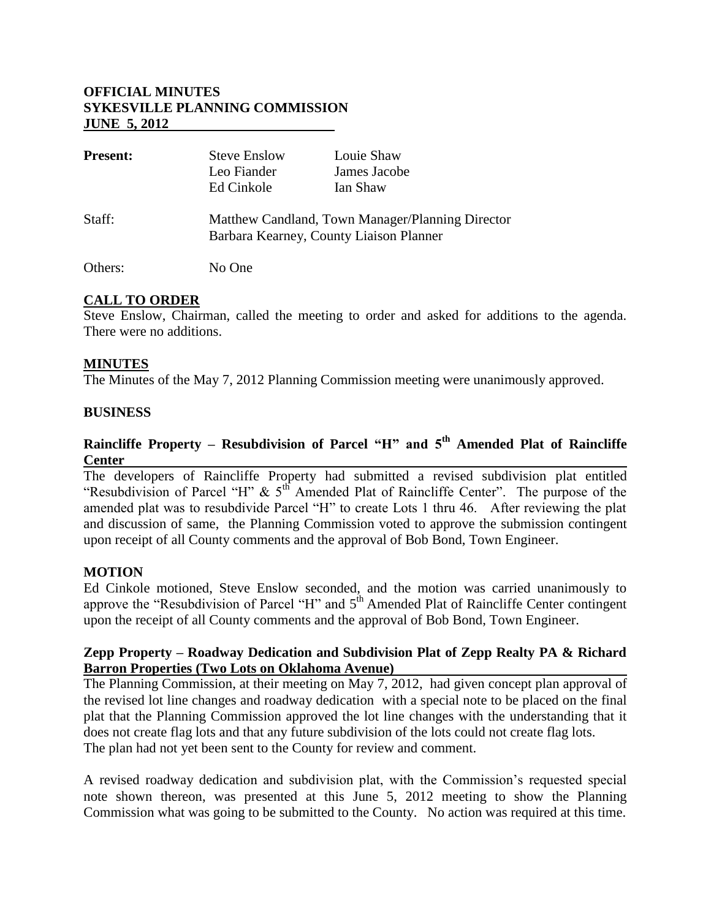**OFFICIAL MINUTES**
**SYKESVILLE PLANNING COMMISSION**
**JUNE 5, 2012**

| **Present:** | Steve Enslow | Louie Shaw |
|---|---|---|
| | Leo Fiander | James Jacobe |
| | Ed Cinkole | Ian Shaw |

Staff: Matthew Candland, Town Manager/Planning Director
Barbara Kearney, County Liaison Planner

Others: No One

## CALL TO ORDER

Steve Enslow, Chairman, called the meeting to order and asked for additions to the agenda. There were no additions.

## MINUTES

The Minutes of the May 7, 2012 Planning Commission meeting were unanimously approved.

## BUSINESS

### Raincliffe Property – Resubdivision of Parcel "H" and 5th Amended Plat of Raincliffe Center

The developers of Raincliffe Property had submitted a revised subdivision plat entitled "Resubdivision of Parcel "H" & 5th Amended Plat of Raincliffe Center". The purpose of the amended plat was to resubdivide Parcel "H" to create Lots 1 thru 46. After reviewing the plat and discussion of same, the Planning Commission voted to approve the submission contingent upon receipt of all County comments and the approval of Bob Bond, Town Engineer.

## MOTION

Ed Cinkole motioned, Steve Enslow seconded, and the motion was carried unanimously to approve the "Resubdivision of Parcel "H" and 5th Amended Plat of Raincliffe Center contingent upon the receipt of all County comments and the approval of Bob Bond, Town Engineer.

### Zepp Property – Roadway Dedication and Subdivision Plat of Zepp Realty PA & Richard Barron Properties (Two Lots on Oklahoma Avenue)

The Planning Commission, at their meeting on May 7, 2012, had given concept plan approval of the revised lot line changes and roadway dedication with a special note to be placed on the final plat that the Planning Commission approved the lot line changes with the understanding that it does not create flag lots and that any future subdivision of the lots could not create flag lots. The plan had not yet been sent to the County for review and comment.

A revised roadway dedication and subdivision plat, with the Commission's requested special note shown thereon, was presented at this June 5, 2012 meeting to show the Planning Commission what was going to be submitted to the County. No action was required at this time.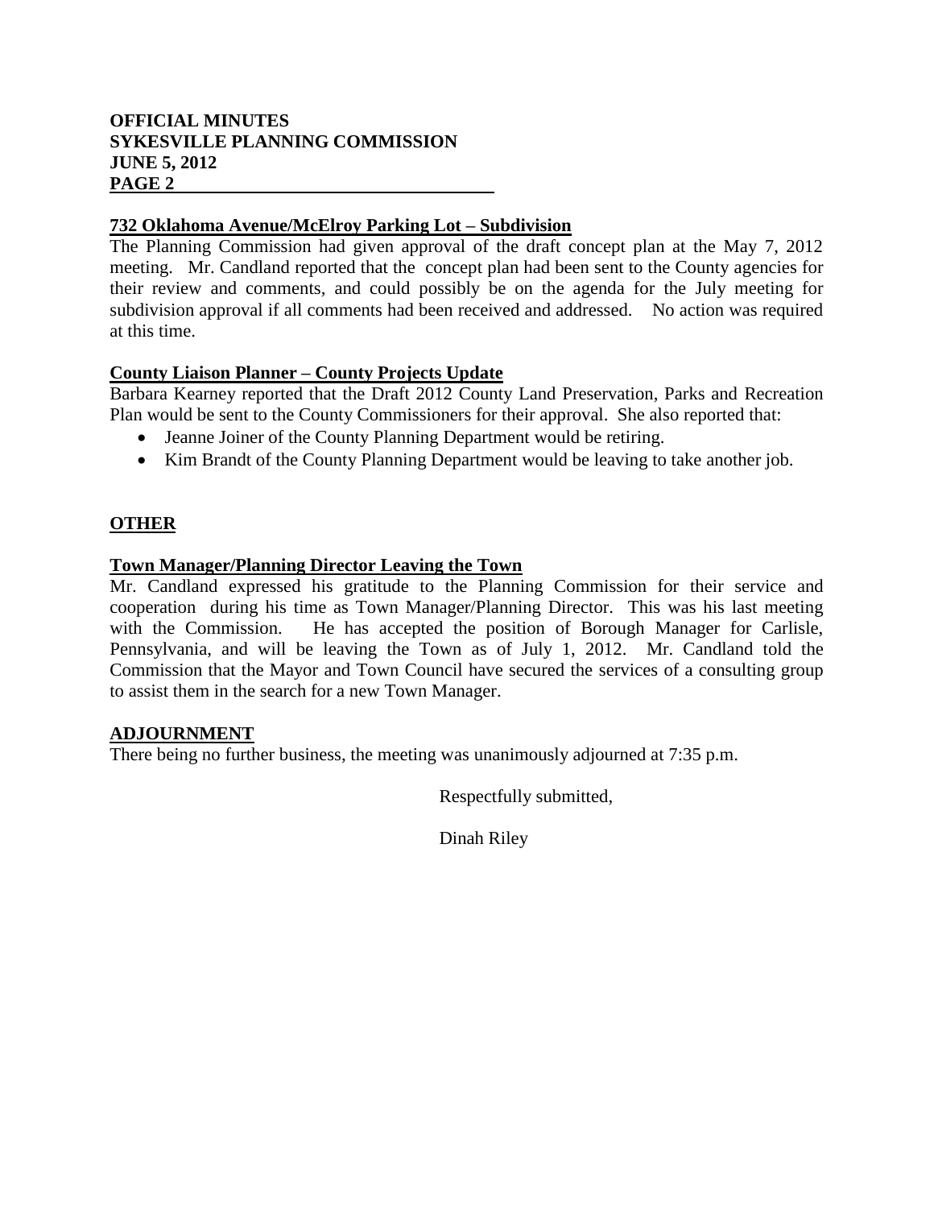**732 Oklahoma Avenue/McElroy Parking Lot – Subdivision**

The Planning Commission had given approval of the draft concept plan at the May 7, 2012 meeting. Mr. Candland reported that the concept plan had been sent to the County agencies for their review and comments, and could possibly be on the agenda for the July meeting for subdivision approval if all comments had been received and addressed. No action was required at this time.

**County Liaison Planner – County Projects Update**

Barbara Kearney reported that the Draft 2012 County Land Preservation, Parks and Recreation Plan would be sent to the County Commissioners for their approval. She also reported that:

- Jeanne Joiner of the County Planning Department would be retiring.
- Kim Brandt of the County Planning Department would be leaving to take another job.

## OTHER

**Town Manager/Planning Director Leaving the Town**

Mr. Candland expressed his gratitude to the Planning Commission for their service and cooperation during his time as Town Manager/Planning Director. This was his last meeting with the Commission. He has accepted the position of Borough Manager for Carlisle, Pennsylvania, and will be leaving the Town as of July 1, 2012. Mr. Candland told the Commission that the Mayor and Town Council have secured the services of a consulting group to assist them in the search for a new Town Manager.

## ADJOURNMENT

There being no further business, the meeting was unanimously adjourned at 7:35 p.m.

Respectfully submitted,

Dinah Riley